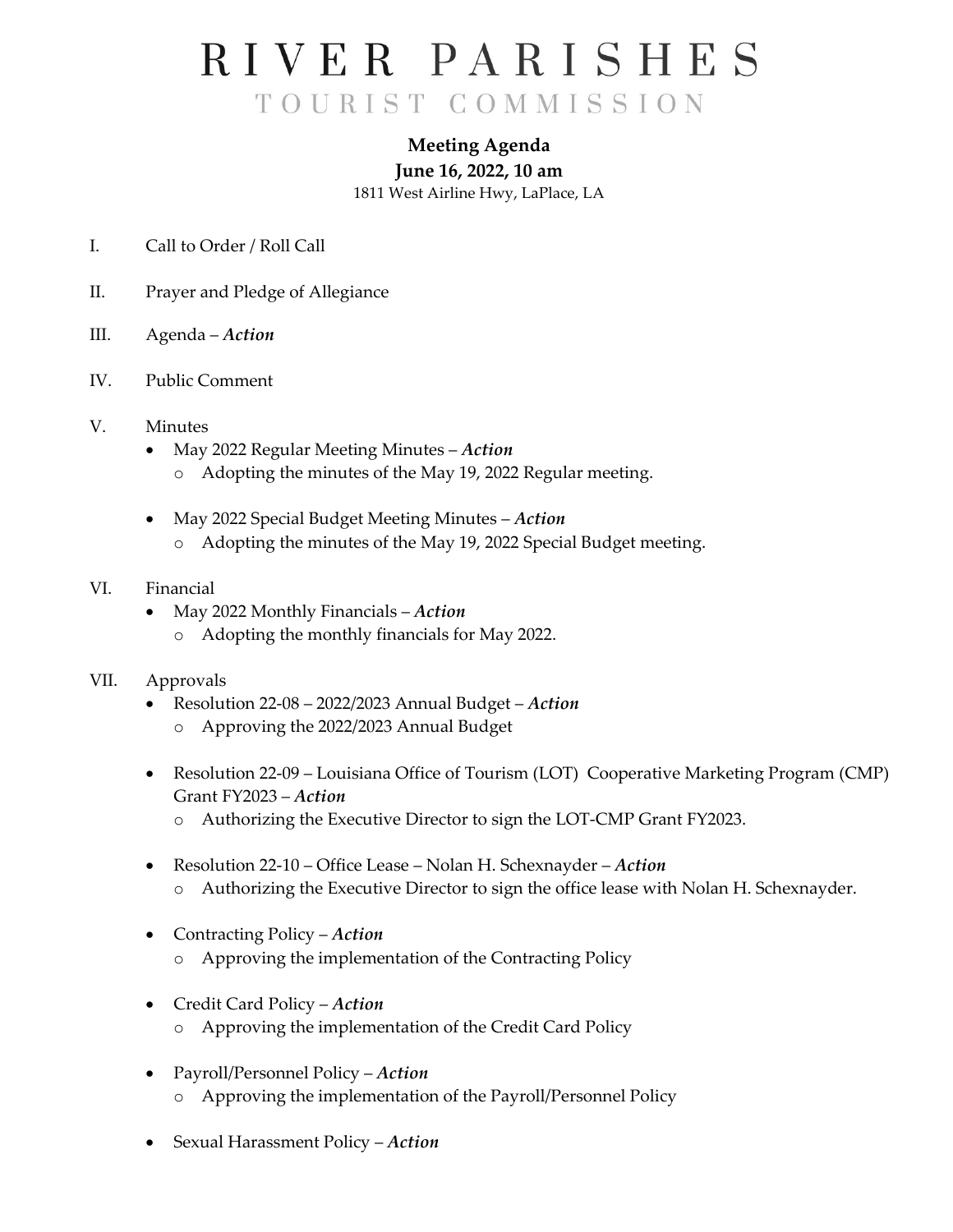# RIVER PARISHES

## TOURIST COMMISSION

**Meeting Agenda**

**June 16, 2022, 10 am**

1811 West Airline Hwy, LaPlace, LA

I. Call to Order / Roll Call

II. Prayer and Pledge of Allegiance

III. Agenda – ***Action***

IV. Public Comment

V. Minutes
- May 2022 Regular Meeting Minutes – ***Action***
  - Adopting the minutes of the May 19, 2022 Regular meeting.
- May 2022 Special Budget Meeting Minutes – ***Action***
  - Adopting the minutes of the May 19, 2022 Special Budget meeting.

VI. Financial
- May 2022 Monthly Financials – ***Action***
  - Adopting the monthly financials for May 2022.

VII. Approvals
- Resolution 22-08 – 2022/2023 Annual Budget – ***Action***
  - Approving the 2022/2023 Annual Budget
- Resolution 22-09 – Louisiana Office of Tourism (LOT) Cooperative Marketing Program (CMP) Grant FY2023 – ***Action***
  - Authorizing the Executive Director to sign the LOT-CMP Grant FY2023.
- Resolution 22-10 – Office Lease – Nolan H. Schexnayder – ***Action***
  - Authorizing the Executive Director to sign the office lease with Nolan H. Schexnayder.
- Contracting Policy – ***Action***
  - Approving the implementation of the Contracting Policy
- Credit Card Policy – ***Action***
  - Approving the implementation of the Credit Card Policy
- Payroll/Personnel Policy – ***Action***
  - Approving the implementation of the Payroll/Personnel Policy
- Sexual Harassment Policy – ***Action***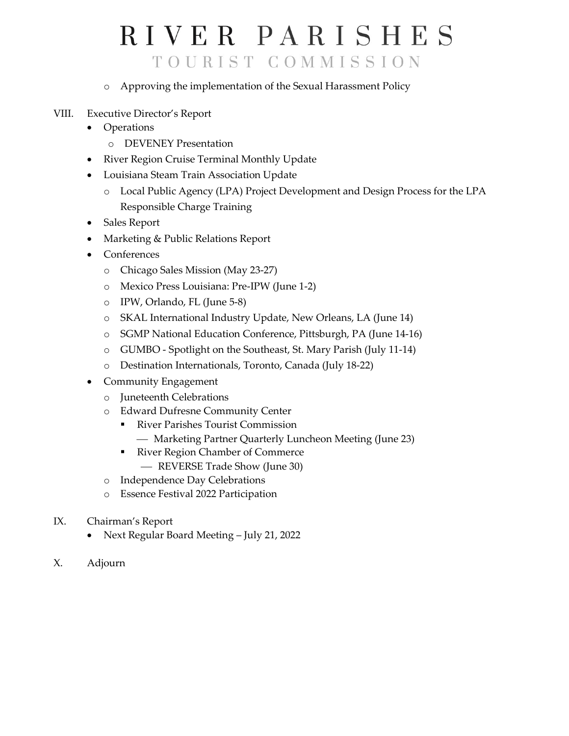- Approving the implementation of the Sexual Harassment Policy

VIII. Executive Director's Report
- Operations
  - DEVENEY Presentation
- River Region Cruise Terminal Monthly Update
- Louisiana Steam Train Association Update
  - Local Public Agency (LPA) Project Development and Design Process for the LPA Responsible Charge Training
- Sales Report
- Marketing & Public Relations Report
- Conferences
  - Chicago Sales Mission (May 23-27)
  - Mexico Press Louisiana: Pre-IPW (June 1-2)
  - IPW, Orlando, FL (June 5-8)
  - SKAL International Industry Update, New Orleans, LA (June 14)
  - SGMP National Education Conference, Pittsburgh, PA (June 14-16)
  - GUMBO - Spotlight on the Southeast, St. Mary Parish (July 11-14)
  - Destination Internationals, Toronto, Canada (July 18-22)
- Community Engagement
  - Juneteenth Celebrations
  - Edward Dufresne Community Center
    - River Parishes Tourist Commission
      - Marketing Partner Quarterly Luncheon Meeting (June 23)
    - River Region Chamber of Commerce
      - REVERSE Trade Show (June 30)
  - Independence Day Celebrations
  - Essence Festival 2022 Participation

IX. Chairman's Report
- Next Regular Board Meeting – July 21, 2022

X. Adjourn